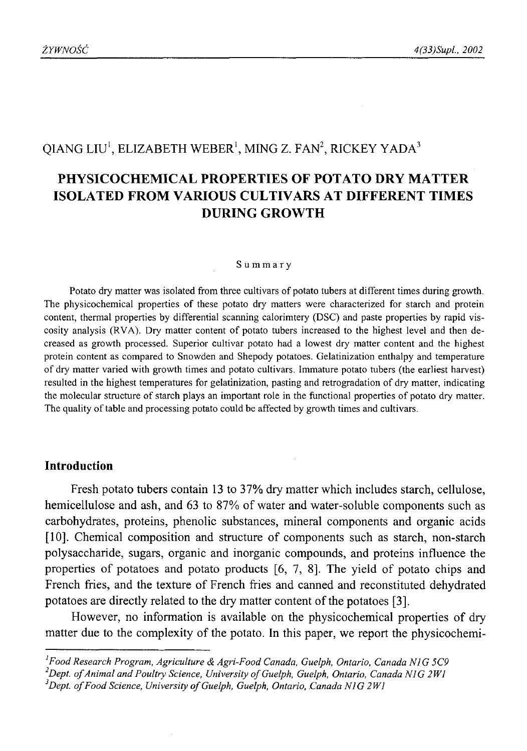QIANG LIU[1], ELIZABETH WEBER[1], MING Z. FAN[2], RICKEY YADA[3]

# PHYSICOCHEMICAL PROPERTIES OF POTATO DRY MATTER ISOLATED FROM VARIOUS CULTIVARS AT DIFFERENT TIMES DURING GROWTH

## Summary

Potato dry matter was isolated from three cultivars of potato tubers at different times during growth. The physicochemical properties of these potato dry matters were characterized for starch and protein content, thermal properties by differential scanning calorimtery (DSC) and paste properties by rapid viscosity analysis (RVA). Dry matter content of potato tubers increased to the highest level and then decreased as growth processed. Superior cultivar potato had a lowest dry matter content and the highest protein content as compared to Snowden and Shepody potatoes. Gelatinization enthalpy and temperature of dry matter varied with growth times and potato cultivars. Immature potato tubers (the earliest harvest) resulted in the highest temperatures for gelatinization, pasting and retrogradation of dry matter, indicating the molecular structure of starch plays an important role in the functional properties of potato dry matter. The quality of table and processing potato could be affected by growth times and cultivars.

## Introduction

Fresh potato tubers contain 13 to 37% dry matter which includes starch, cellulose, hemicellulose and ash, and 63 to 87% of water and water-soluble components such as carbohydrates, proteins, phenolic substances, mineral components and organic acids [10]. Chemical composition and structure of components such as starch, non-starch polysaccharide, sugars, organic and inorganic compounds, and proteins influence the properties of potatoes and potato products [6, 7, 8]. The yield of potato chips and French fries, and the texture of French fries and canned and reconstituted dehydrated potatoes are directly related to the dry matter content of the potatoes [3].

However, no information is available on the physicochemical properties of dry matter due to the complexity of the potato. In this paper, we report the physicochemi-

[1]*Food Research Program, Agriculture & Agri-Food Canada, Guelph, Ontario, Canada N1G 5C9*
[2]*Dept. of Animal and Poultry Science, University of Guelph, Guelph, Ontario, Canada N1G 2W1*
[3]*Dept. of Food Science, University of Guelph, Guelph, Ontario, Canada N1G 2W1*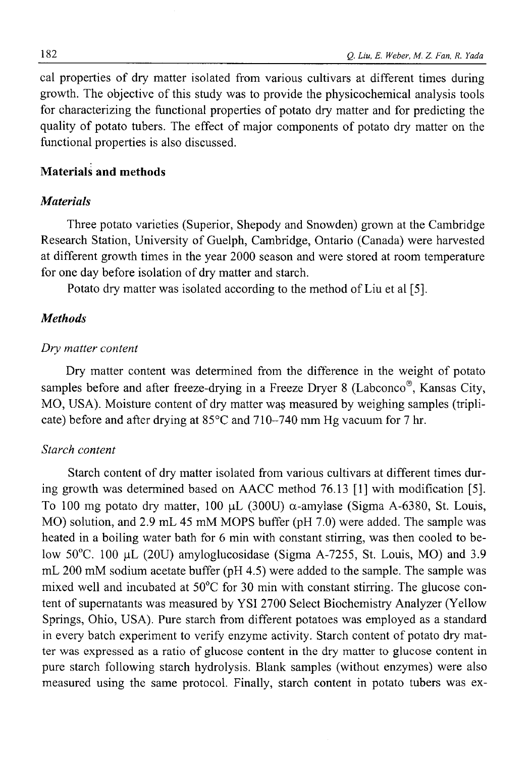cal properties of dry matter isolated from various cultivars at different times during growth. The objective of this study was to provide the physicochemical analysis tools for characterizing the functional properties of potato dry matter and for predicting the quality of potato tubers. The effect of major components of potato dry matter on the functional properties is also discussed.

## Materials and methods

### *Materials*

Three potato varieties (Superior, Shepody and Snowden) grown at the Cambridge Research Station, University of Guelph, Cambridge, Ontario (Canada) were harvested at different growth times in the year 2000 season and were stored at room temperature for one day before isolation of dry matter and starch.

Potato dry matter was isolated according to the method of Liu et al [5].

### *Methods*

#### *Dry matter content*

Dry matter content was determined from the difference in the weight of potato samples before and after freeze-drying in a Freeze Dryer 8 (Labconco®, Kansas City, MO, USA). Moisture content of dry matter was measured by weighing samples (triplicate) before and after drying at 85°C and 710–740 mm Hg vacuum for 7 hr.

#### *Starch content*

Starch content of dry matter isolated from various cultivars at different times during growth was determined based on AACC method 76.13 [1] with modification [5]. To 100 mg potato dry matter, 100 μL (300U) α-amylase (Sigma A-6380, St. Louis, MO) solution, and 2.9 mL 45 mM MOPS buffer (pH 7.0) were added. The sample was heated in a boiling water bath for 6 min with constant stirring, was then cooled to below 50°C. 100 μL (20U) amyloglucosidase (Sigma A-7255, St. Louis, MO) and 3.9 mL 200 mM sodium acetate buffer (pH 4.5) were added to the sample. The sample was mixed well and incubated at 50°C for 30 min with constant stirring. The glucose content of supernatants was measured by YSI 2700 Select Biochemistry Analyzer (Yellow Springs, Ohio, USA). Pure starch from different potatoes was employed as a standard in every batch experiment to verify enzyme activity. Starch content of potato dry matter was expressed as a ratio of glucose content in the dry matter to glucose content in pure starch following starch hydrolysis. Blank samples (without enzymes) were also measured using the same protocol. Finally, starch content in potato tubers was ex-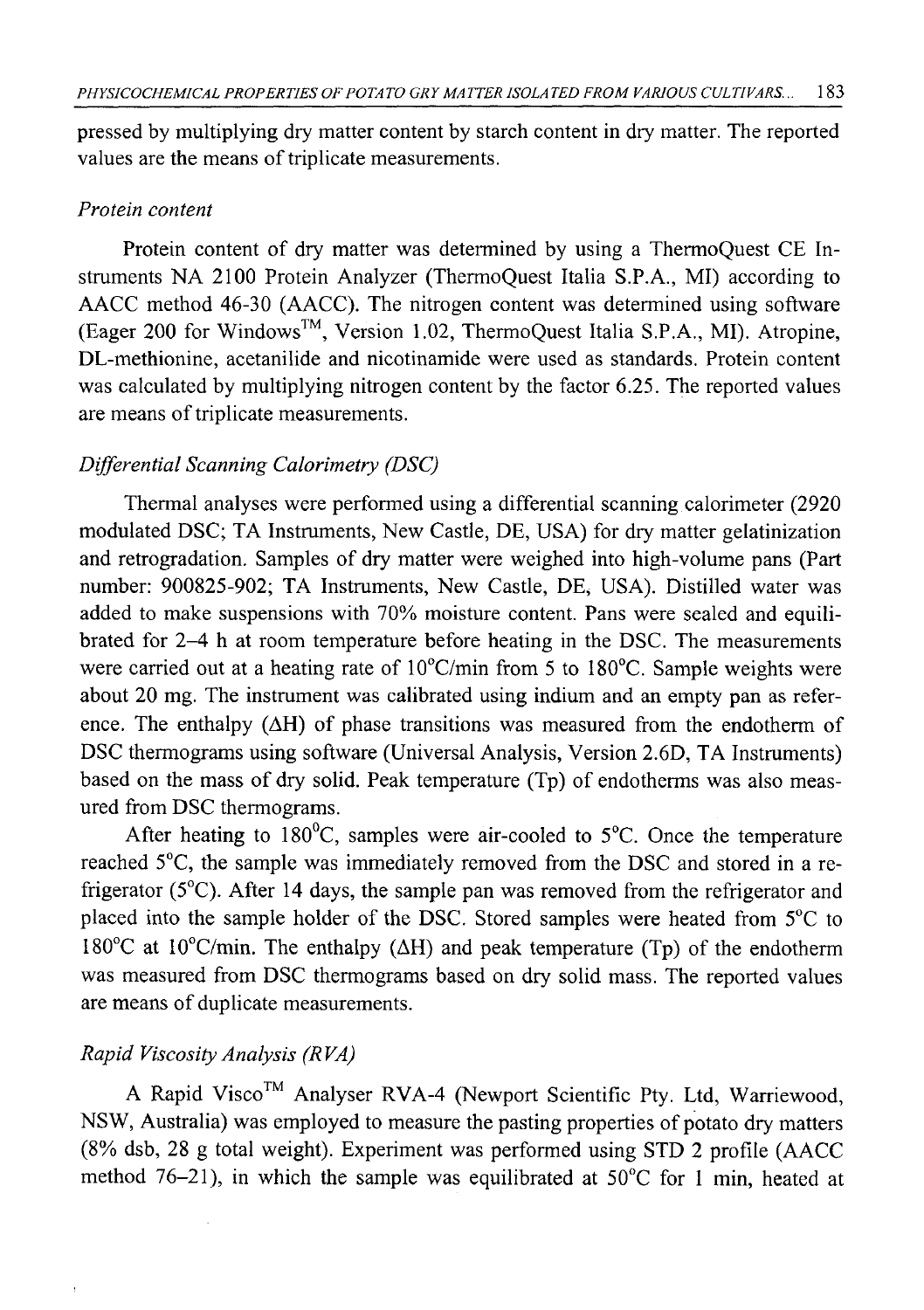pressed by multiplying dry matter content by starch content in dry matter. The reported values are the means of triplicate measurements.

### *Protein content*

Protein content of dry matter was determined by using a ThermoQuest CE Instruments NA 2100 Protein Analyzer (ThermoQuest Italia S.P.A., MI) according to AACC method 46-30 (AACC). The nitrogen content was determined using software (Eager 200 for Windows$^{TM}$, Version 1.02, ThermoQuest Italia S.P.A., MI). Atropine, DL-methionine, acetanilide and nicotinamide were used as standards. Protein content was calculated by multiplying nitrogen content by the factor 6.25. The reported values are means of triplicate measurements.

### *Differential Scanning Calorimetry (DSC)*

Thermal analyses were performed using a differential scanning calorimeter (2920 modulated DSC; TA Instruments, New Castle, DE, USA) for dry matter gelatinization and retrogradation. Samples of dry matter were weighed into high-volume pans (Part number: 900825-902; TA Instruments, New Castle, DE, USA). Distilled water was added to make suspensions with 70% moisture content. Pans were sealed and equilibrated for 2–4 h at room temperature before heating in the DSC. The measurements were carried out at a heating rate of 10°C/min from 5 to 180°C. Sample weights were about 20 mg. The instrument was calibrated using indium and an empty pan as reference. The enthalpy ($\Delta H$) of phase transitions was measured from the endotherm of DSC thermograms using software (Universal Analysis, Version 2.6D, TA Instruments) based on the mass of dry solid. Peak temperature ($T_p$) of endotherms was also measured from DSC thermograms.

After heating to 180°C, samples were air-cooled to 5°C. Once the temperature reached 5°C, the sample was immediately removed from the DSC and stored in a refrigerator (5°C). After 14 days, the sample pan was removed from the refrigerator and placed into the sample holder of the DSC. Stored samples were heated from 5°C to 180°C at 10°C/min. The enthalpy ($\Delta H$) and peak temperature ($T_p$) of the endotherm was measured from DSC thermograms based on dry solid mass. The reported values are means of duplicate measurements.

### *Rapid Viscosity Analysis (RVA)*

A Rapid Visco$^{TM}$ Analyser RVA-4 (Newport Scientific Pty. Ltd, Warriewood, NSW, Australia) was employed to measure the pasting properties of potato dry matters (8% dsb, 28 g total weight). Experiment was performed using STD 2 profile (AACC method 76–21), in which the sample was equilibrated at 50°C for 1 min, heated at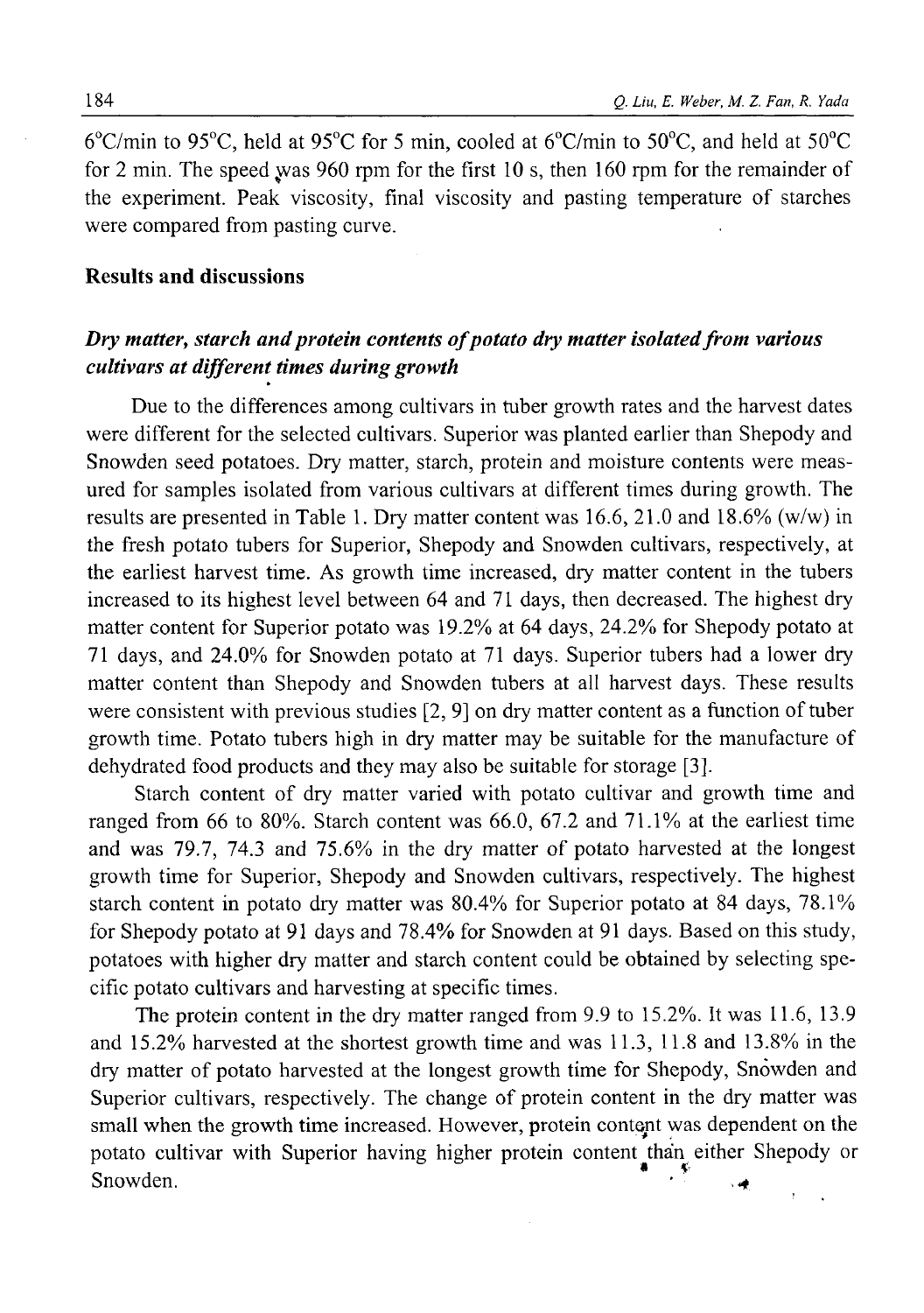6°C/min to 95°C, held at 95°C for 5 min, cooled at 6°C/min to 50°C, and held at 50°C for 2 min. The speed was 960 rpm for the first 10 s, then 160 rpm for the remainder of the experiment. Peak viscosity, final viscosity and pasting temperature of starches were compared from pasting curve.

## Results and discussions

### *Dry matter, starch and protein contents of potato dry matter isolated from various cultivars at different times during growth*

Due to the differences among cultivars in tuber growth rates and the harvest dates were different for the selected cultivars. Superior was planted earlier than Shepody and Snowden seed potatoes. Dry matter, starch, protein and moisture contents were measured for samples isolated from various cultivars at different times during growth. The results are presented in Table 1. Dry matter content was 16.6, 21.0 and 18.6% (w/w) in the fresh potato tubers for Superior, Shepody and Snowden cultivars, respectively, at the earliest harvest time. As growth time increased, dry matter content in the tubers increased to its highest level between 64 and 71 days, then decreased. The highest dry matter content for Superior potato was 19.2% at 64 days, 24.2% for Shepody potato at 71 days, and 24.0% for Snowden potato at 71 days. Superior tubers had a lower dry matter content than Shepody and Snowden tubers at all harvest days. These results were consistent with previous studies [2, 9] on dry matter content as a function of tuber growth time. Potato tubers high in dry matter may be suitable for the manufacture of dehydrated food products and they may also be suitable for storage [3].

Starch content of dry matter varied with potato cultivar and growth time and ranged from 66 to 80%. Starch content was 66.0, 67.2 and 71.1% at the earliest time and was 79.7, 74.3 and 75.6% in the dry matter of potato harvested at the longest growth time for Superior, Shepody and Snowden cultivars, respectively. The highest starch content in potato dry matter was 80.4% for Superior potato at 84 days, 78.1% for Shepody potato at 91 days and 78.4% for Snowden at 91 days. Based on this study, potatoes with higher dry matter and starch content could be obtained by selecting specific potato cultivars and harvesting at specific times.

The protein content in the dry matter ranged from 9.9 to 15.2%. It was 11.6, 13.9 and 15.2% harvested at the shortest growth time and was 11.3, 11.8 and 13.8% in the dry matter of potato harvested at the longest growth time for Shepody, Snowden and Superior cultivars, respectively. The change of protein content in the dry matter was small when the growth time increased. However, protein content was dependent on the potato cultivar with Superior having higher protein content than either Shepody or Snowden.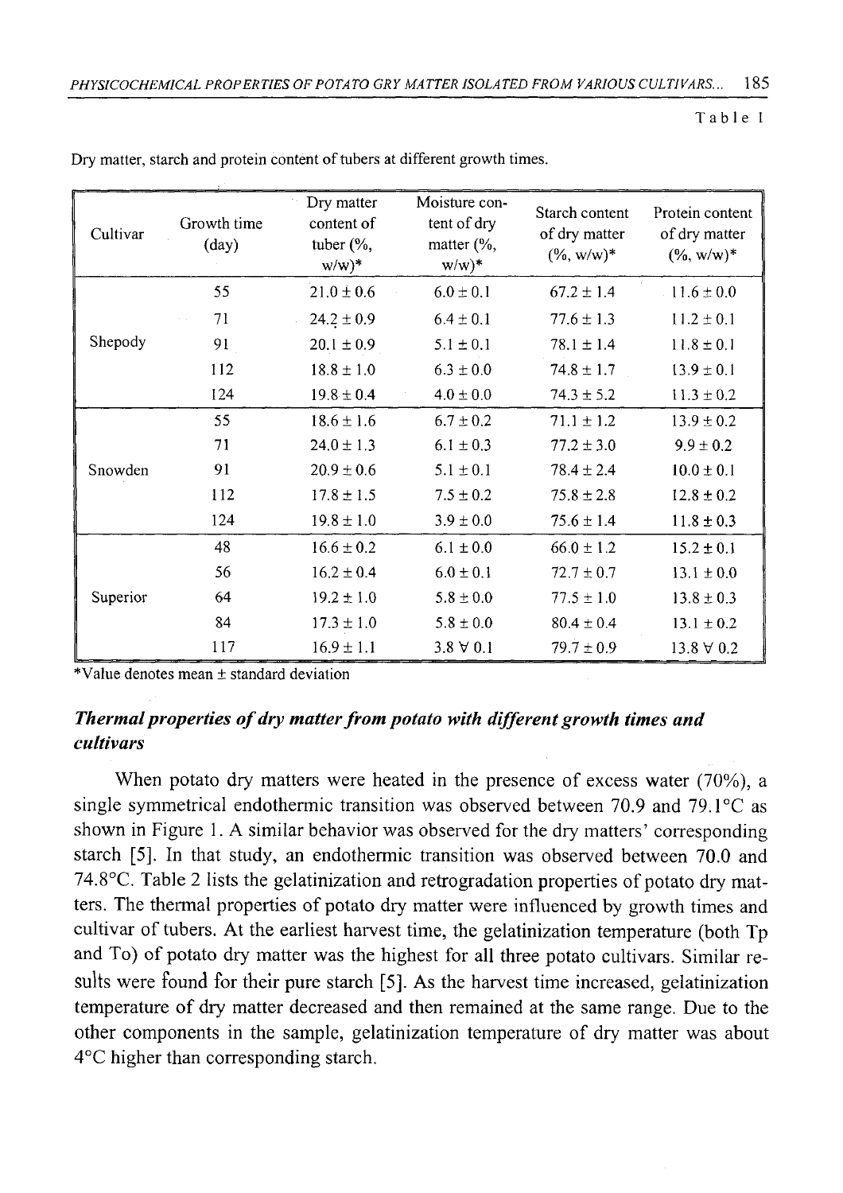Table 1

Dry matter, starch and protein content of tubers at different growth times.

| Cultivar | Growth time (day) | Dry matter content of tuber (%, w/w)* | Moisture content of dry matter (%, w/w)* | Starch content of dry matter (%, w/w)* | Protein content of dry matter (%, w/w)* |
|---|---|---|---|---|---|
| Shepody | 55 | 21.0 ± 0.6 | 6.0 ± 0.1 | 67.2 ± 1.4 | 11.6 ± 0.0 |
| | 71 | 24.2 ± 0.9 | 6.4 ± 0.1 | 77.6 ± 1.3 | 11.2 ± 0.1 |
| | 91 | 20.1 ± 0.9 | 5.1 ± 0.1 | 78.1 ± 1.4 | 11.8 ± 0.1 |
| | 112 | 18.8 ± 1.0 | 6.3 ± 0.0 | 74.8 ± 1.7 | 13.9 ± 0.1 |
| | 124 | 19.8 ± 0.4 | 4.0 ± 0.0 | 74.3 ± 5.2 | 11.3 ± 0.2 |
| Snowden | 55 | 18.6 ± 1.6 | 6.7 ± 0.2 | 71.1 ± 1.2 | 13.9 ± 0.2 |
| | 71 | 24.0 ± 1.3 | 6.1 ± 0.3 | 77.2 ± 3.0 | 9.9 ± 0.2 |
| | 91 | 20.9 ± 0.6 | 5.1 ± 0.1 | 78.4 ± 2.4 | 10.0 ± 0.1 |
| | 112 | 17.8 ± 1.5 | 7.5 ± 0.2 | 75.8 ± 2.8 | 12.8 ± 0.2 |
| | 124 | 19.8 ± 1.0 | 3.9 ± 0.0 | 75.6 ± 1.4 | 11.8 ± 0.3 |
| Superior | 48 | 16.6 ± 0.2 | 6.1 ± 0.0 | 66.0 ± 1.2 | 15.2 ± 0.1 |
| | 56 | 16.2 ± 0.4 | 6.0 ± 0.1 | 72.7 ± 0.7 | 13.1 ± 0.0 |
| | 64 | 19.2 ± 1.0 | 5.8 ± 0.0 | 77.5 ± 1.0 | 13.8 ± 0.3 |
| | 84 | 17.3 ± 1.0 | 5.8 ± 0.0 | 80.4 ± 0.4 | 13.1 ± 0.2 |
| | 117 | 16.9 ± 1.1 | 3.8 ∀ 0.1 | 79.7 ± 0.9 | 13.8 ∀ 0.2 |

*Value denotes mean ± standard deviation

### *Thermal properties of dry matter from potato with different growth times and cultivars*

When potato dry matters were heated in the presence of excess water (70%), a single symmetrical endothermic transition was observed between 70.9 and 79.1°C as shown in Figure 1. A similar behavior was observed for the dry matters' corresponding starch [5]. In that study, an endothermic transition was observed between 70.0 and 74.8°C. Table 2 lists the gelatinization and retrogradation properties of potato dry matters. The thermal properties of potato dry matter were influenced by growth times and cultivar of tubers. At the earliest harvest time, the gelatinization temperature (both Tp and To) of potato dry matter was the highest for all three potato cultivars. Similar results were found for their pure starch [5]. As the harvest time increased, gelatinization temperature of dry matter decreased and then remained at the same range. Due to the other components in the sample, gelatinization temperature of dry matter was about 4°C higher than corresponding starch.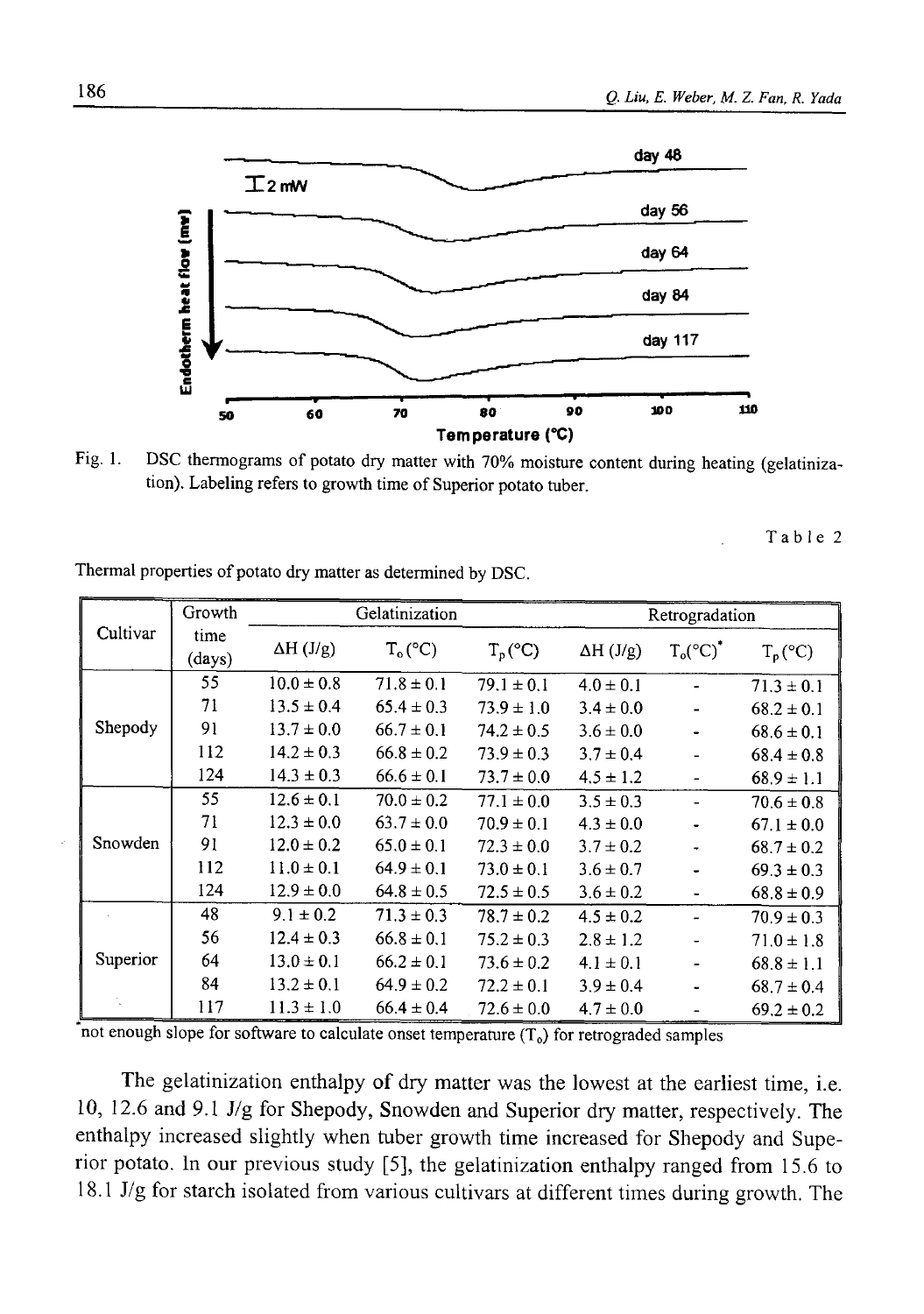Fig. 1. DSC thermograms of potato dry matter with 70% moisture content during heating (gelatinization). Labeling refers to growth time of Superior potato tuber.

Table 2

Thermal properties of potato dry matter as determined by DSC.

| Cultivar | Growth time (days) | Gelatinization | | | Retrogradation | | |
|---|---|---|---|---|---|---|---|
| | | ΔH (J/g) | $T_o$ (°C) | $T_p$(°C) | ΔH (J/g) | $T_o$(°C)* | $T_p$ (°C) |
| Shepody | 55 | 10.0 ± 0.8 | 71.8 ± 0.1 | 79.1 ± 0.1 | 4.0 ± 0.1 | - | 71.3 ± 0.1 |
| | 71 | 13.5 ± 0.4 | 65.4 ± 0.3 | 73.9 ± 1.0 | 3.4 ± 0.0 | - | 68.2 ± 0.1 |
| | 91 | 13.7 ± 0.0 | 66.7 ± 0.1 | 74.2 ± 0.5 | 3.6 ± 0.0 | - | 68.6 ± 0.1 |
| | 112 | 14.2 ± 0.3 | 66.8 ± 0.2 | 73.9 ± 0.3 | 3.7 ± 0.4 | - | 68.4 ± 0.8 |
| | 124 | 14.3 ± 0.3 | 66.6 ± 0.1 | 73.7 ± 0.0 | 4.5 ± 1.2 | - | 68.9 ± 1.1 |
| Snowden | 55 | 12.6 ± 0.1 | 70.0 ± 0.2 | 77.1 ± 0.0 | 3.5 ± 0.3 | - | 70.6 ± 0.8 |
| | 71 | 12.3 ± 0.0 | 63.7 ± 0.0 | 70.9 ± 0.1 | 4.3 ± 0.0 | - | 67.1 ± 0.0 |
| | 91 | 12.0 ± 0.2 | 65.0 ± 0.1 | 72.3 ± 0.0 | 3.7 ± 0.2 | - | 68.7 ± 0.2 |
| | 112 | 11.0 ± 0.1 | 64.9 ± 0.1 | 73.0 ± 0.1 | 3.6 ± 0.7 | - | 69.3 ± 0.3 |
| | 124 | 12.9 ± 0.0 | 64.8 ± 0.5 | 72.5 ± 0.5 | 3.6 ± 0.2 | - | 68.8 ± 0.9 |
| Superior | 48 | 9.1 ± 0.2 | 71.3 ± 0.3 | 78.7 ± 0.2 | 4.5 ± 0.2 | - | 70.9 ± 0.3 |
| | 56 | 12.4 ± 0.3 | 66.8 ± 0.1 | 75.2 ± 0.3 | 2.8 ± 1.2 | - | 71.0 ± 1.8 |
| | 64 | 13.0 ± 0.1 | 66.2 ± 0.1 | 73.6 ± 0.2 | 4.1 ± 0.1 | - | 68.8 ± 1.1 |
| | 84 | 13.2 ± 0.1 | 64.9 ± 0.2 | 72.2 ± 0.1 | 3.9 ± 0.4 | - | 68.7 ± 0.4 |
| | 117 | 11.3 ± 1.0 | 66.4 ± 0.4 | 72.6 ± 0.0 | 4.7 ± 0.0 | - | 69.2 ± 0.2 |

*not enough slope for software to calculate onset temperature ($T_o$) for retrograded samples

The gelatinization enthalpy of dry matter was the lowest at the earliest time, i.e. 10, 12.6 and 9.1 J/g for Shepody, Snowden and Superior dry matter, respectively. The enthalpy increased slightly when tuber growth time increased for Shepody and Superior potato. In our previous study [5], the gelatinization enthalpy ranged from 15.6 to 18.1 J/g for starch isolated from various cultivars at different times during growth. The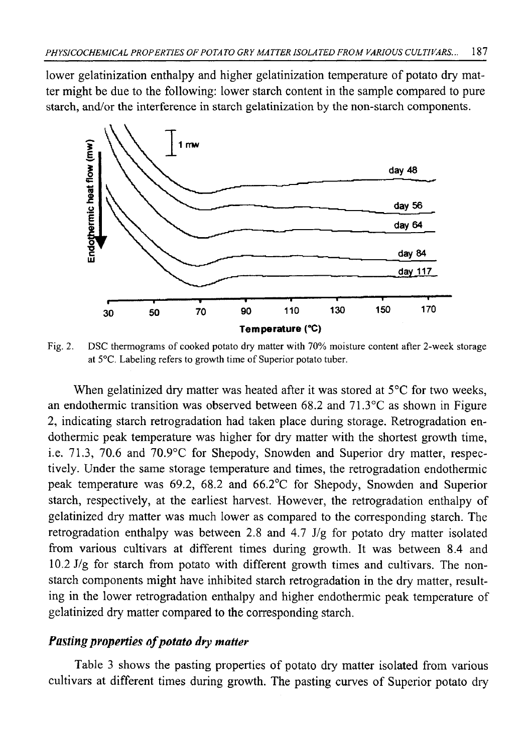lower gelatinization enthalpy and higher gelatinization temperature of potato dry matter might be due to the following: lower starch content in the sample compared to pure starch, and/or the interference in starch gelatinization by the non-starch components.

Fig. 2. DSC thermograms of cooked potato dry matter with 70% moisture content after 2-week storage at 5°C. Labeling refers to growth time of Superior potato tuber.

When gelatinized dry matter was heated after it was stored at 5°C for two weeks, an endothermic transition was observed between 68.2 and 71.3°C as shown in Figure 2, indicating starch retrogradation had taken place during storage. Retrogradation endothermic peak temperature was higher for dry matter with the shortest growth time, i.e. 71.3, 70.6 and 70.9°C for Shepody, Snowden and Superior dry matter, respectively. Under the same storage temperature and times, the retrogradation endothermic peak temperature was 69.2, 68.2 and 66.2°C for Shepody, Snowden and Superior starch, respectively, at the earliest harvest. However, the retrogradation enthalpy of gelatinized dry matter was much lower as compared to the corresponding starch. The retrogradation enthalpy was between 2.8 and 4.7 J/g for potato dry matter isolated from various cultivars at different times during growth. It was between 8.4 and 10.2 J/g for starch from potato with different growth times and cultivars. The non-starch components might have inhibited starch retrogradation in the dry matter, resulting in the lower retrogradation enthalpy and higher endothermic peak temperature of gelatinized dry matter compared to the corresponding starch.

### *Pasting properties of potato dry matter*

Table 3 shows the pasting properties of potato dry matter isolated from various cultivars at different times during growth. The pasting curves of Superior potato dry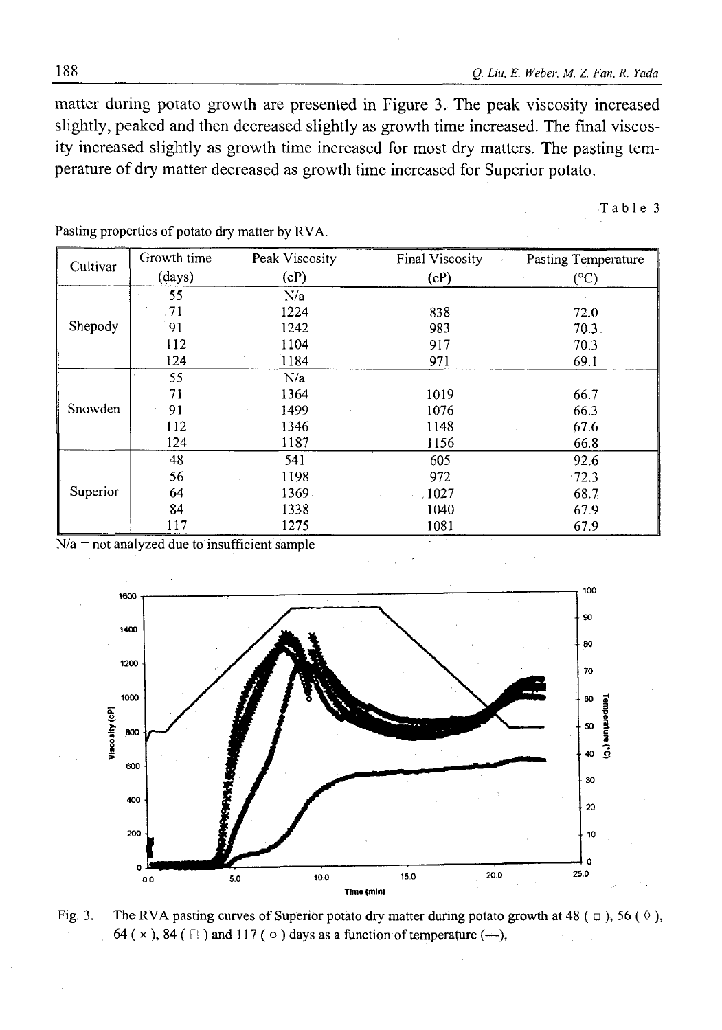matter during potato growth are presented in Figure 3. The peak viscosity increased slightly, peaked and then decreased slightly as growth time increased. The final viscosity increased slightly as growth time increased for most dry matters. The pasting temperature of dry matter decreased as growth time increased for Superior potato.

Table 3

Pasting properties of potato dry matter by RVA.

| Cultivar | Growth time (days) | Peak Viscosity (cP) | Final Viscosity (cP) | Pasting Temperature (°C) |
|---|---|---|---|---|
| Shepody | 55 | N/a | | |
| | 71 | 1224 | 838 | 72.0 |
| | 91 | 1242 | 983 | 70.3 |
| | 112 | 1104 | 917 | 70.3 |
| | 124 | 1184 | 971 | 69.1 |
| Snowden | 55 | N/a | | |
| | 71 | 1364 | 1019 | 66.7 |
| | 91 | 1499 | 1076 | 66.3 |
| | 112 | 1346 | 1148 | 67.6 |
| | 124 | 1187 | 1156 | 66.8 |
| Superior | 48 | 541 | 605 | 92.6 |
| | 56 | 1198 | 972 | 72.3 |
| | 64 | 1369 | 1027 | 68.7 |
| | 84 | 1338 | 1040 | 67.9 |
| | 117 | 1275 | 1081 | 67.9 |

N/a = not analyzed due to insufficient sample

Fig. 3. The RVA pasting curves of Superior potato dry matter during potato growth at 48 ( □ ), 56 ( ◊ ), 64 ( × ), 84 ( □ ) and 117 ( ○ ) days as a function of temperature (—).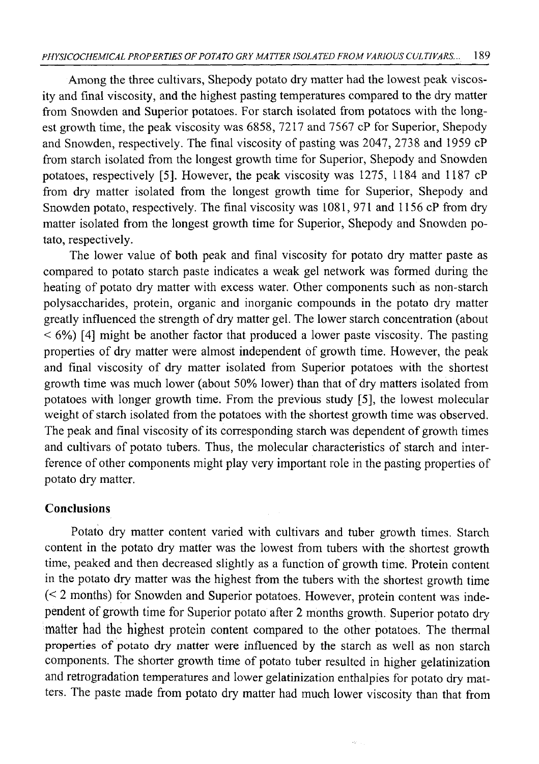Among the three cultivars, Shepody potato dry matter had the lowest peak viscosity and final viscosity, and the highest pasting temperatures compared to the dry matter from Snowden and Superior potatoes. For starch isolated from potatoes with the longest growth time, the peak viscosity was 6858, 7217 and 7567 cP for Superior, Shepody and Snowden, respectively. The final viscosity of pasting was 2047, 2738 and 1959 cP from starch isolated from the longest growth time for Superior, Shepody and Snowden potatoes, respectively [5]. However, the peak viscosity was 1275, 1184 and 1187 cP from dry matter isolated from the longest growth time for Superior, Shepody and Snowden potato, respectively. The final viscosity was 1081, 971 and 1156 cP from dry matter isolated from the longest growth time for Superior, Shepody and Snowden potato, respectively.

The lower value of both peak and final viscosity for potato dry matter paste as compared to potato starch paste indicates a weak gel network was formed during the heating of potato dry matter with excess water. Other components such as non-starch polysaccharides, protein, organic and inorganic compounds in the potato dry matter greatly influenced the strength of dry matter gel. The lower starch concentration (about < 6%) [4] might be another factor that produced a lower paste viscosity. The pasting properties of dry matter were almost independent of growth time. However, the peak and final viscosity of dry matter isolated from Superior potatoes with the shortest growth time was much lower (about 50% lower) than that of dry matters isolated from potatoes with longer growth time. From the previous study [5], the lowest molecular weight of starch isolated from the potatoes with the shortest growth time was observed. The peak and final viscosity of its corresponding starch was dependent of growth times and cultivars of potato tubers. Thus, the molecular characteristics of starch and interference of other components might play very important role in the pasting properties of potato dry matter.

## Conclusions

Potato dry matter content varied with cultivars and tuber growth times. Starch content in the potato dry matter was the lowest from tubers with the shortest growth time, peaked and then decreased slightly as a function of growth time. Protein content in the potato dry matter was the highest from the tubers with the shortest growth time (< 2 months) for Snowden and Superior potatoes. However, protein content was independent of growth time for Superior potato after 2 months growth. Superior potato dry matter had the highest protein content compared to the other potatoes. The thermal properties of potato dry matter were influenced by the starch as well as non starch components. The shorter growth time of potato tuber resulted in higher gelatinization and retrogradation temperatures and lower gelatinization enthalpies for potato dry matters. The paste made from potato dry matter had much lower viscosity than that from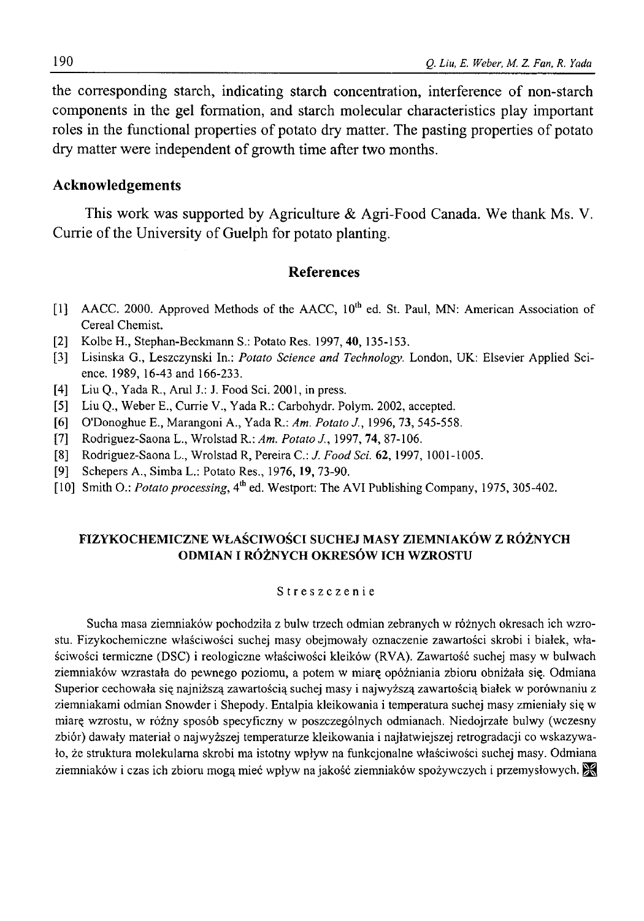the corresponding starch, indicating starch concentration, interference of non-starch components in the gel formation, and starch molecular characteristics play important roles in the functional properties of potato dry matter. The pasting properties of potato dry matter were independent of growth time after two months.

## Acknowledgements

This work was supported by Agriculture & Agri-Food Canada. We thank Ms. V. Currie of the University of Guelph for potato planting.

## References

[1] AACC. 2000. Approved Methods of the AACC, 10th ed. St. Paul, MN: American Association of Cereal Chemist.

[2] Kolbe H., Stephan-Beckmann S.: Potato Res. 1997, **40**, 135-153.

[3] Lisinska G., Leszczynski In.: *Potato Science and Technology*. London, UK: Elsevier Applied Science. 1989, 16-43 and 166-233.

[4] Liu Q., Yada R., Arul J.: J. Food Sci. 2001, in press.

[5] Liu Q., Weber E., Currie V., Yada R.: Carbohydr. Polym. 2002, accepted.

[6] O'Donoghue E., Marangoni A., Yada R.: *Am. Potato J.*, 1996, 73, 545-558.

[7] Rodriguez-Saona L., Wrolstad R.: *Am. Potato J.*, 1997, **74**, 87-106.

[8] Rodriguez-Saona L., Wrolstad R, Pereira C.: *J. Food Sci.* **62**, 1997, 1001-1005.

[9] Schepers A., Simba L.: Potato Res., 1976, **19**, 73-90.

[10] Smith O.: *Potato processing*, 4th ed. Westport: The AVI Publishing Company, 1975, 305-402.

### FIZYKOCHEMICZNE WŁAŚCIWOŚCI SUCHEJ MASY ZIEMNIAKÓW Z RÓŻNYCH ODMIAN I RÓŻNYCH OKRESÓW ICH WZROSTU

Streszczenie

Sucha masa ziemniaków pochodziła z bulw trzech odmian zebranych w różnych okresach ich wzrostu. Fizykochemiczne właściwości suchej masy obejmowały oznaczenie zawartości skrobi i białek, właściwości termiczne (DSC) i reologiczne właściwości kleików (RVA). Zawartość suchej masy w bulwach ziemniaków wzrastała do pewnego poziomu, a potem w miarę opóźniania zbioru obniżała się. Odmiana Superior cechowała się najniższą zawartością suchej masy i najwyższą zawartością białek w porównaniu z ziemniakami odmian Snowder i Shepody. Entalpia kleikowania i temperatura suchej masy zmieniały się w miarę wzrostu, w różny sposób specyficzny w poszczególnych odmianach. Niedojrzałe bulwy (wczesny zbiór) dawały materiał o najwyższej temperaturze kleikowania i najłatwiejszej retrogradacji co wskazywało, że struktura molekularna skrobi ma istotny wpływ na funkcjonalne właściwości suchej masy. Odmiana ziemniaków i czas ich zbioru mogą mieć wpływ na jakość ziemniaków spożywczych i przemysłowych.